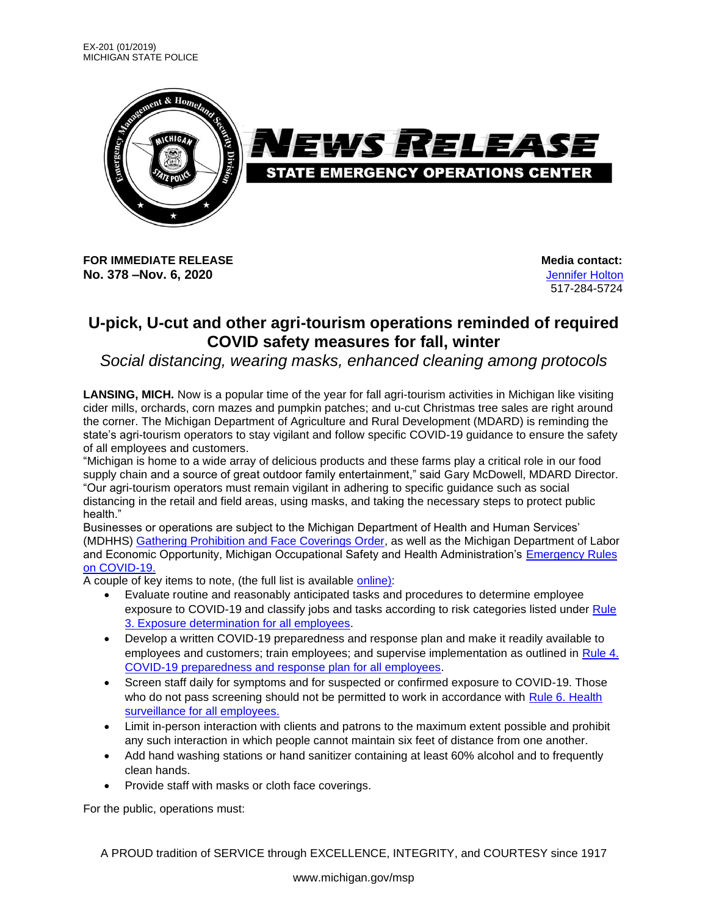EX-201 (01/2019)
MICHIGAN STATE POLICE

# NEWS RELEASE

**STATE EMERGENCY OPERATIONS CENTER**

**FOR IMMEDIATE RELEASE**
**No. 378 –Nov. 6, 2020**

**Media contact:**
Jennifer Holton
517-284-5724

## U-pick, U-cut and other agri-tourism operations reminded of required COVID safety measures for fall, winter

*Social distancing, wearing masks, enhanced cleaning among protocols*

**LANSING, MICH.** Now is a popular time of the year for fall agri-tourism activities in Michigan like visiting cider mills, orchards, corn mazes and pumpkin patches; and u-cut Christmas tree sales are right around the corner. The Michigan Department of Agriculture and Rural Development (MDARD) is reminding the state's agri-tourism operators to stay vigilant and follow specific COVID-19 guidance to ensure the safety of all employees and customers.

"Michigan is home to a wide array of delicious products and these farms play a critical role in our food supply chain and a source of great outdoor family entertainment," said Gary McDowell, MDARD Director. "Our agri-tourism operators must remain vigilant in adhering to specific guidance such as social distancing in the retail and field areas, using masks, and taking the necessary steps to protect public health."

Businesses or operations are subject to the Michigan Department of Health and Human Services' (MDHHS) Gathering Prohibition and Face Coverings Order, as well as the Michigan Department of Labor and Economic Opportunity, Michigan Occupational Safety and Health Administration's Emergency Rules on COVID-19.

A couple of key items to note, (the full list is available online):

- Evaluate routine and reasonably anticipated tasks and procedures to determine employee exposure to COVID-19 and classify jobs and tasks according to risk categories listed under Rule 3. Exposure determination for all employees.
- Develop a written COVID-19 preparedness and response plan and make it readily available to employees and customers; train employees; and supervise implementation as outlined in Rule 4. COVID-19 preparedness and response plan for all employees.
- Screen staff daily for symptoms and for suspected or confirmed exposure to COVID-19. Those who do not pass screening should not be permitted to work in accordance with Rule 6. Health surveillance for all employees.
- Limit in-person interaction with clients and patrons to the maximum extent possible and prohibit any such interaction in which people cannot maintain six feet of distance from one another.
- Add hand washing stations or hand sanitizer containing at least 60% alcohol and to frequently clean hands.
- Provide staff with masks or cloth face coverings.

For the public, operations must: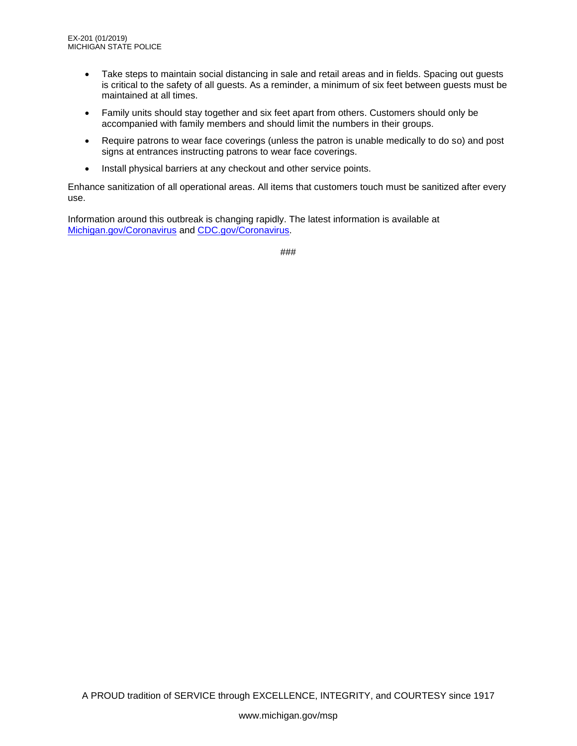- Take steps to maintain social distancing in sale and retail areas and in fields. Spacing out guests is critical to the safety of all guests. As a reminder, a minimum of six feet between guests must be maintained at all times.
- Family units should stay together and six feet apart from others. Customers should only be accompanied with family members and should limit the numbers in their groups.
- Require patrons to wear face coverings (unless the patron is unable medically to do so) and post signs at entrances instructing patrons to wear face coverings.
- Install physical barriers at any checkout and other service points.

Enhance sanitization of all operational areas. All items that customers touch must be sanitized after every use.

Information around this outbreak is changing rapidly. The latest information is available at [Michigan.gov/Coronavirus](Michigan.gov/Coronavirus) and [CDC.gov/Coronavirus](CDC.gov/Coronavirus).

###